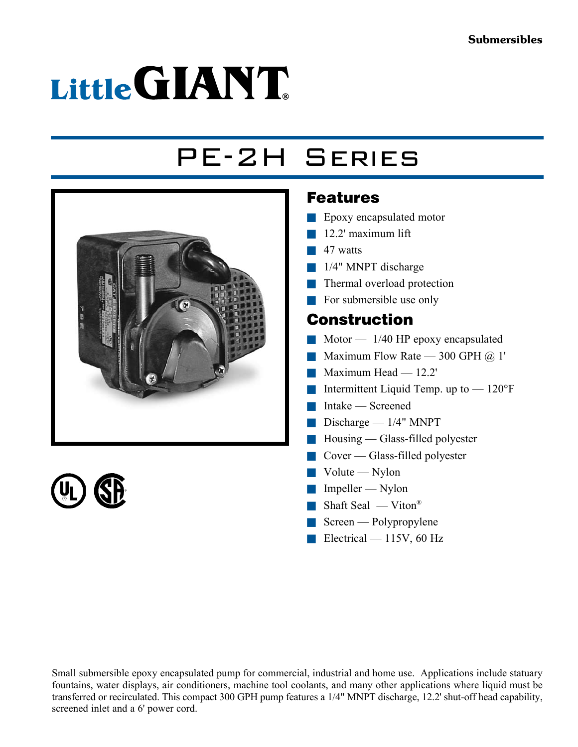Submersibles

# Little GIANT®

# PE-2H Series

## Features

- Epoxy encapsulated motor
- 12.2' maximum lift
- 47 watts
- 1/4" MNPT discharge
- Thermal overload protection
- For submersible use only

## Construction

- Motor — 1/40 HP epoxy encapsulated
- Maximum Flow Rate — 300 GPH @ 1'
- Maximum Head — 12.2'
- Intermittent Liquid Temp. up to — 120°F
- Intake — Screened
- Discharge — 1/4" MNPT
- Housing — Glass-filled polyester
- Cover — Glass-filled polyester
- Volute — Nylon
- Impeller — Nylon
- Shaft Seal — Viton®
- Screen — Polypropylene
- Electrical — 115V, 60 Hz

Small submersible epoxy encapsulated pump for commercial, industrial and home use. Applications include statuary fountains, water displays, air conditioners, machine tool coolants, and many other applications where liquid must be transferred or recirculated. This compact 300 GPH pump features a 1/4" MNPT discharge, 12.2' shut-off head capability, screened inlet and a 6' power cord.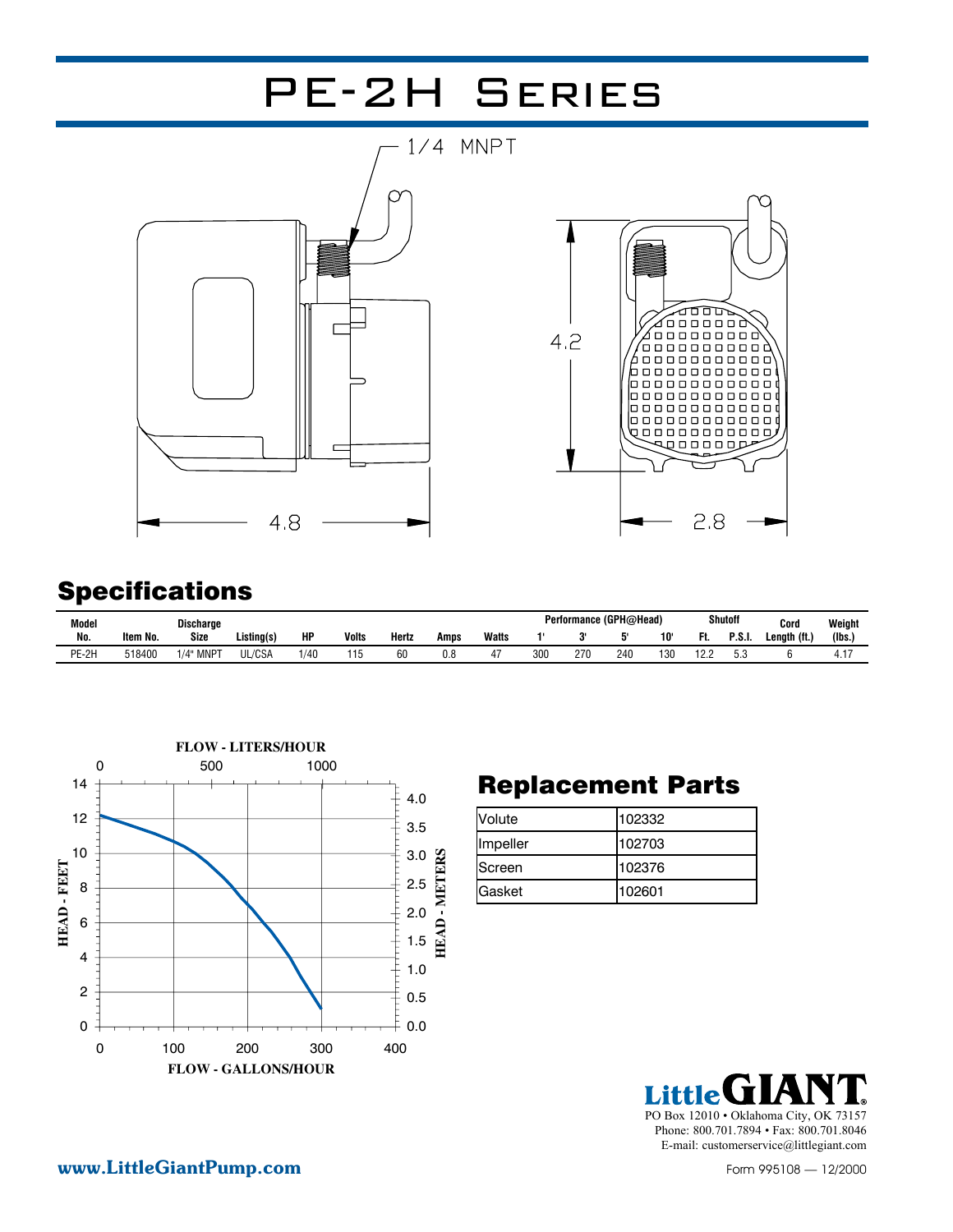# PE-2H Series

1/4 MNPT

4.2

4.8

2.8

## Specifications

| Model No. | Item No. | Discharge Size | Listing(s) | HP | Volts | Hertz | Amps | Watts | Performance (GPH@Head) 1' | 3' | 5' | 10' | Shutoff Ft. | P.S.I. | Cord Length (ft.) | Weight (lbs.) |
|---|---|---|---|---|---|---|---|---|---|---|---|---|---|---|---|---|
| PE-2H | 518400 | 1/4" MNPT | UL/CSA | 1/40 | 115 | 60 | 0.8 | 47 | 300 | 270 | 240 | 130 | 12.2 | 5.3 | 6 | 4.17 |

FLOW - LITERS/HOUR

0 500 1000

HEAD - FEET

14 12 10 8 6 4 2 0

HEAD - METERS

4.0 3.5 3.0 2.5 2.0 1.5 1.0 0.5 0.0

0 100 200 300 400

FLOW - GALLONS/HOUR

## Replacement Parts

| | |
|---|---|
| Volute | 102332 |
| Impeller | 102703 |
| Screen | 102376 |
| Gasket | 102601 |

Little GIANT

PO Box 12010 • Oklahoma City, OK 73157
Phone: 800.701.7894 • Fax: 800.701.8046
E-mail: customerservice@littlegiant.com

**www.LittleGiantPump.com**

Form 995108 — 12/2000